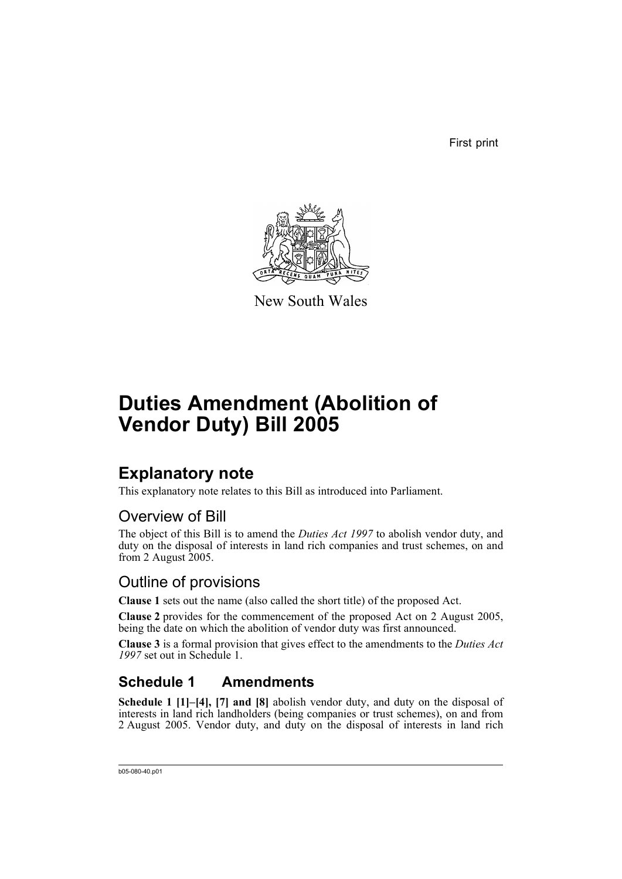First print

New South Wales

# Duties Amendment (Abolition of Vendor Duty) Bill 2005

## Explanatory note

This explanatory note relates to this Bill as introduced into Parliament.

### Overview of Bill

The object of this Bill is to amend the *Duties Act 1997* to abolish vendor duty, and duty on the disposal of interests in land rich companies and trust schemes, on and from 2 August 2005.

### Outline of provisions

**Clause 1** sets out the name (also called the short title) of the proposed Act.

**Clause 2** provides for the commencement of the proposed Act on 2 August 2005, being the date on which the abolition of vendor duty was first announced.

**Clause 3** is a formal provision that gives effect to the amendments to the *Duties Act 1997* set out in Schedule 1.

## Schedule 1 Amendments

**Schedule 1 [1]–[4], [7] and [8]** abolish vendor duty, and duty on the disposal of interests in land rich landholders (being companies or trust schemes), on and from 2 August 2005. Vendor duty, and duty on the disposal of interests in land rich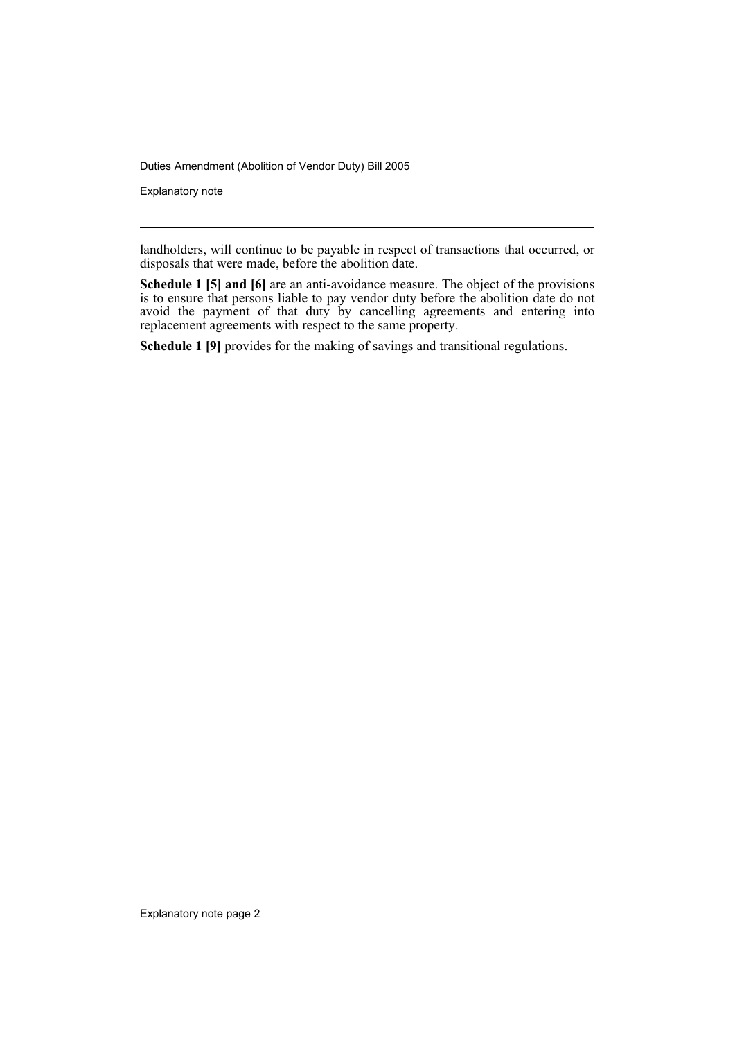landholders, will continue to be payable in respect of transactions that occurred, or disposals that were made, before the abolition date.

**Schedule 1 [5] and [6]** are an anti-avoidance measure. The object of the provisions is to ensure that persons liable to pay vendor duty before the abolition date do not avoid the payment of that duty by cancelling agreements and entering into replacement agreements with respect to the same property.

**Schedule 1 [9]** provides for the making of savings and transitional regulations.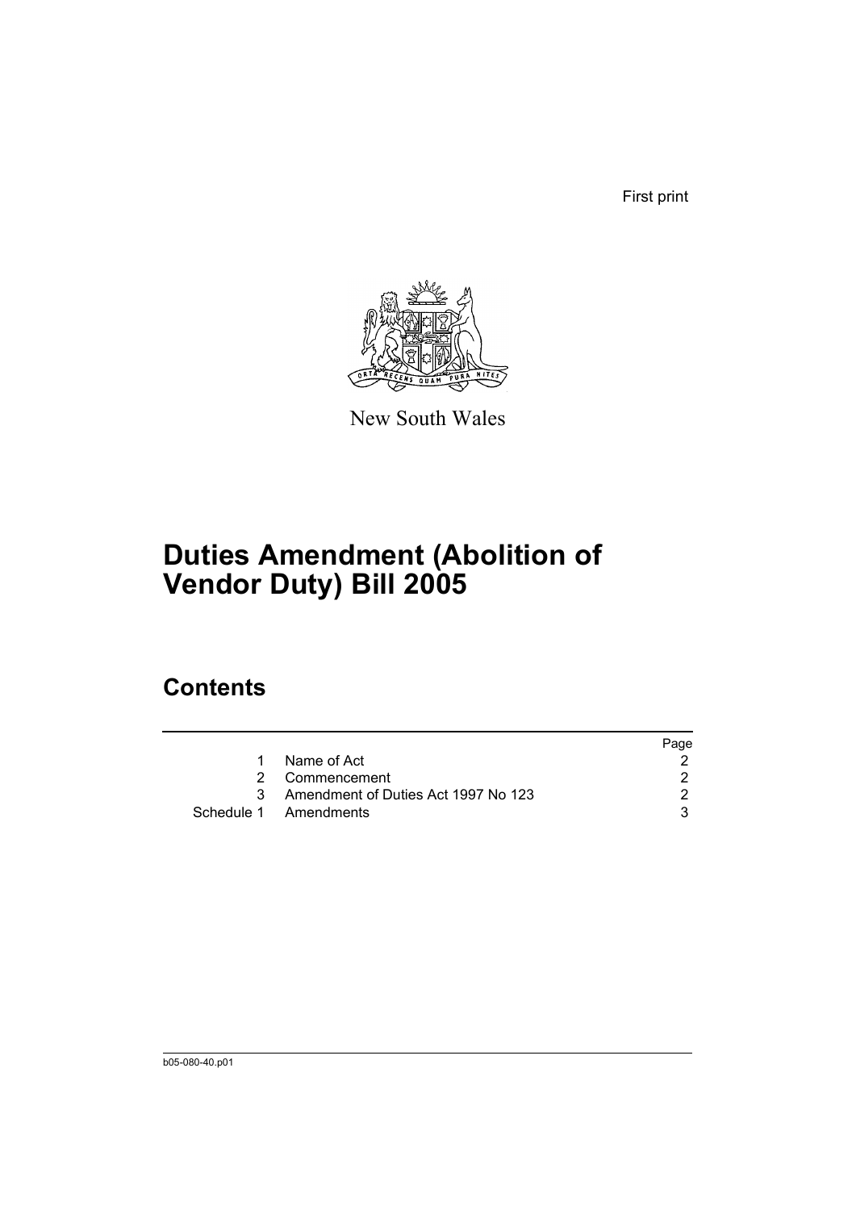First print

New South Wales

# Duties Amendment (Abolition of Vendor Duty) Bill 2005

## Contents

| | | Page |
|---|---|---|
| 1 | Name of Act | 2 |
| 2 | Commencement | 2 |
| 3 | Amendment of Duties Act 1997 No 123 | 2 |
| Schedule 1 | Amendments | 3 |

b05-080-40.p01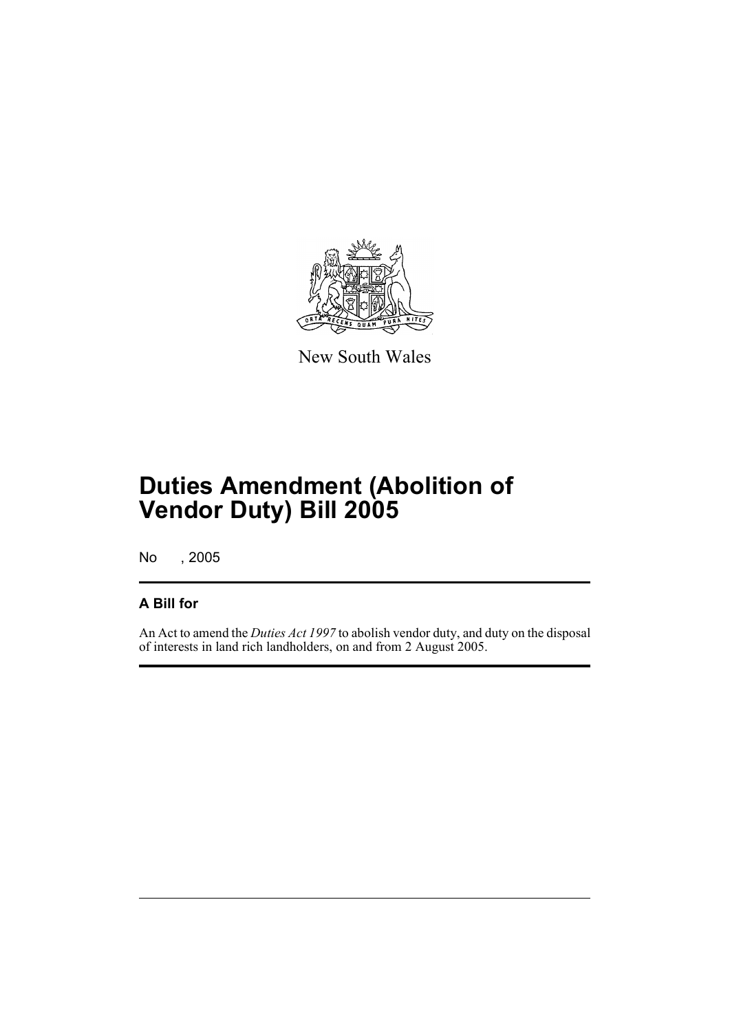New South Wales

# Duties Amendment (Abolition of Vendor Duty) Bill 2005

No , 2005

## A Bill for

An Act to amend the *Duties Act 1997* to abolish vendor duty, and duty on the disposal of interests in land rich landholders, on and from 2 August 2005.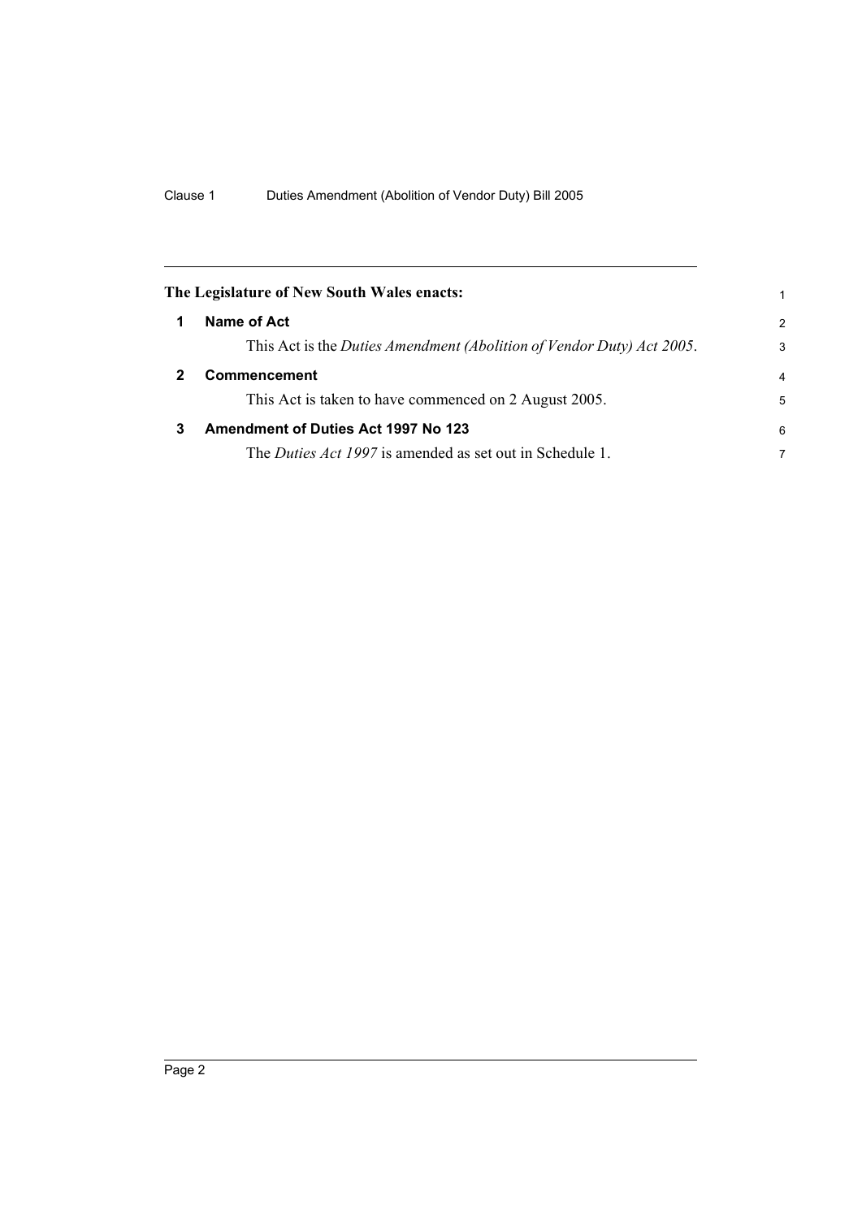**The Legislature of New South Wales enacts:**

## 1 Name of Act

This Act is the *Duties Amendment (Abolition of Vendor Duty) Act 2005*.

## 2 Commencement

This Act is taken to have commenced on 2 August 2005.

## 3 Amendment of Duties Act 1997 No 123

The *Duties Act 1997* is amended as set out in Schedule 1.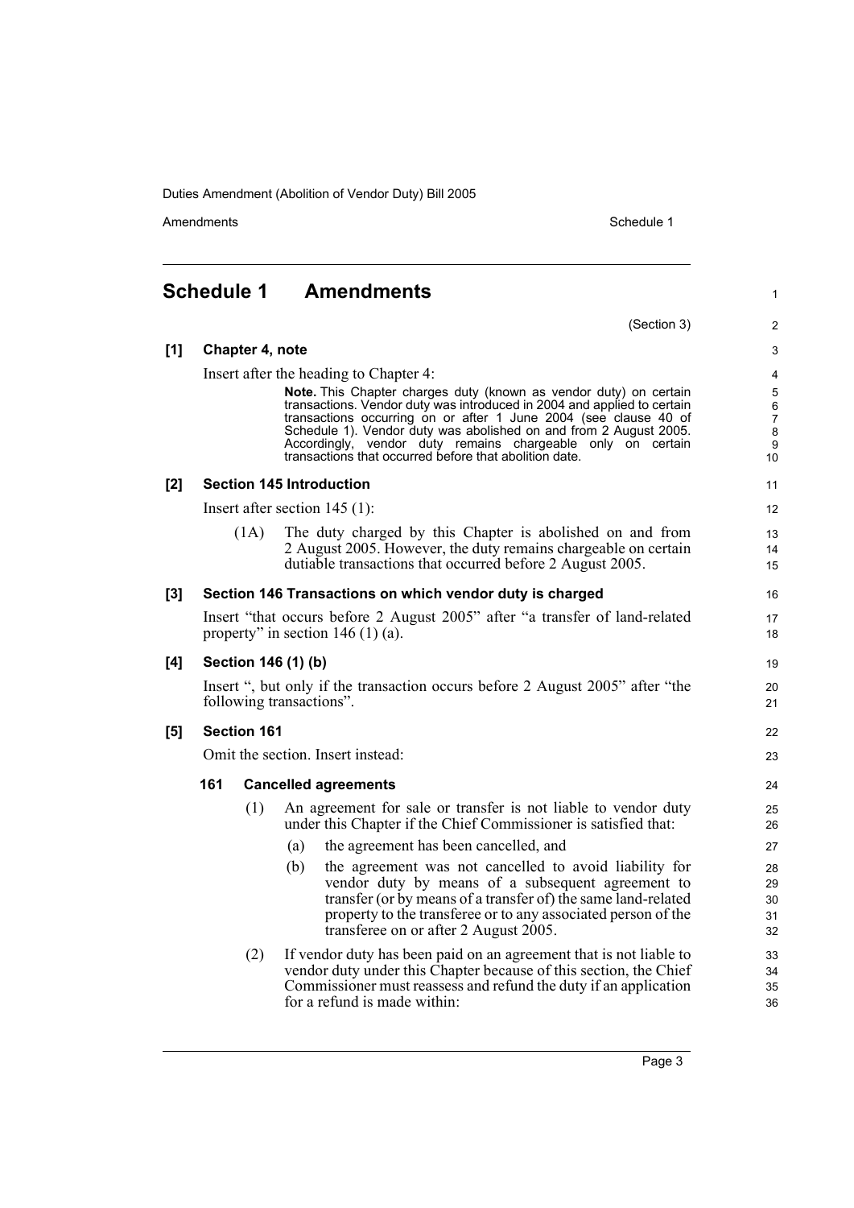# Schedule 1 Amendments

(Section 3)

**[1] Chapter 4, note**

Insert after the heading to Chapter 4:

> **Note.** This Chapter charges duty (known as vendor duty) on certain transactions. Vendor duty was introduced in 2004 and applied to certain transactions occurring on or after 1 June 2004 (see clause 40 of Schedule 1). Vendor duty was abolished on and from 2 August 2005. Accordingly, vendor duty remains chargeable only on certain transactions that occurred before that abolition date.

**[2] Section 145 Introduction**

Insert after section 145 (1):

(1A) The duty charged by this Chapter is abolished on and from 2 August 2005. However, the duty remains chargeable on certain dutiable transactions that occurred before 2 August 2005.

**[3] Section 146 Transactions on which vendor duty is charged**

Insert "that occurs before 2 August 2005" after "a transfer of land-related property" in section 146 (1) (a).

**[4] Section 146 (1) (b)**

Insert ", but only if the transaction occurs before 2 August 2005" after "the following transactions".

**[5] Section 161**

Omit the section. Insert instead:

**161 Cancelled agreements**

(1) An agreement for sale or transfer is not liable to vendor duty under this Chapter if the Chief Commissioner is satisfied that:

(a) the agreement has been cancelled, and

(b) the agreement was not cancelled to avoid liability for vendor duty by means of a subsequent agreement to transfer (or by means of a transfer of) the same land-related property to the transferee or to any associated person of the transferee on or after 2 August 2005.

(2) If vendor duty has been paid on an agreement that is not liable to vendor duty under this Chapter because of this section, the Chief Commissioner must reassess and refund the duty if an application for a refund is made within: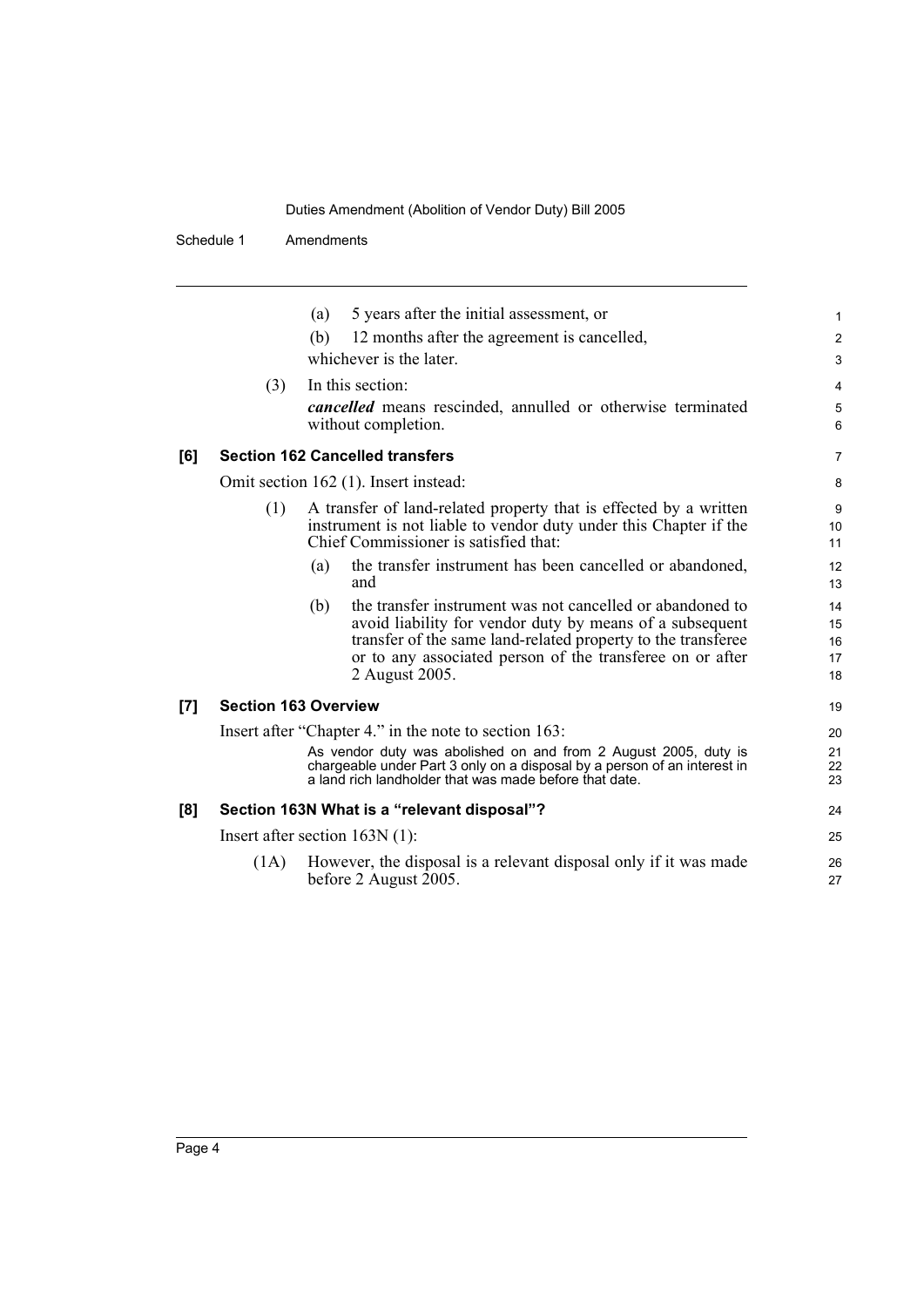(a) 5 years after the initial assessment, or

(b) 12 months after the agreement is cancelled,

whichever is the later.

(3) In this section:

***cancelled*** means rescinded, annulled or otherwise terminated without completion.

### [6] Section 162 Cancelled transfers

Omit section 162 (1). Insert instead:

(1) A transfer of land-related property that is effected by a written instrument is not liable to vendor duty under this Chapter if the Chief Commissioner is satisfied that:

(a) the transfer instrument has been cancelled or abandoned, and

(b) the transfer instrument was not cancelled or abandoned to avoid liability for vendor duty by means of a subsequent transfer of the same land-related property to the transferee or to any associated person of the transferee on or after 2 August 2005.

### [7] Section 163 Overview

Insert after "Chapter 4." in the note to section 163:

As vendor duty was abolished on and from 2 August 2005, duty is chargeable under Part 3 only on a disposal by a person of an interest in a land rich landholder that was made before that date.

### [8] Section 163N What is a "relevant disposal"?

Insert after section 163N (1):

(1A) However, the disposal is a relevant disposal only if it was made before 2 August 2005.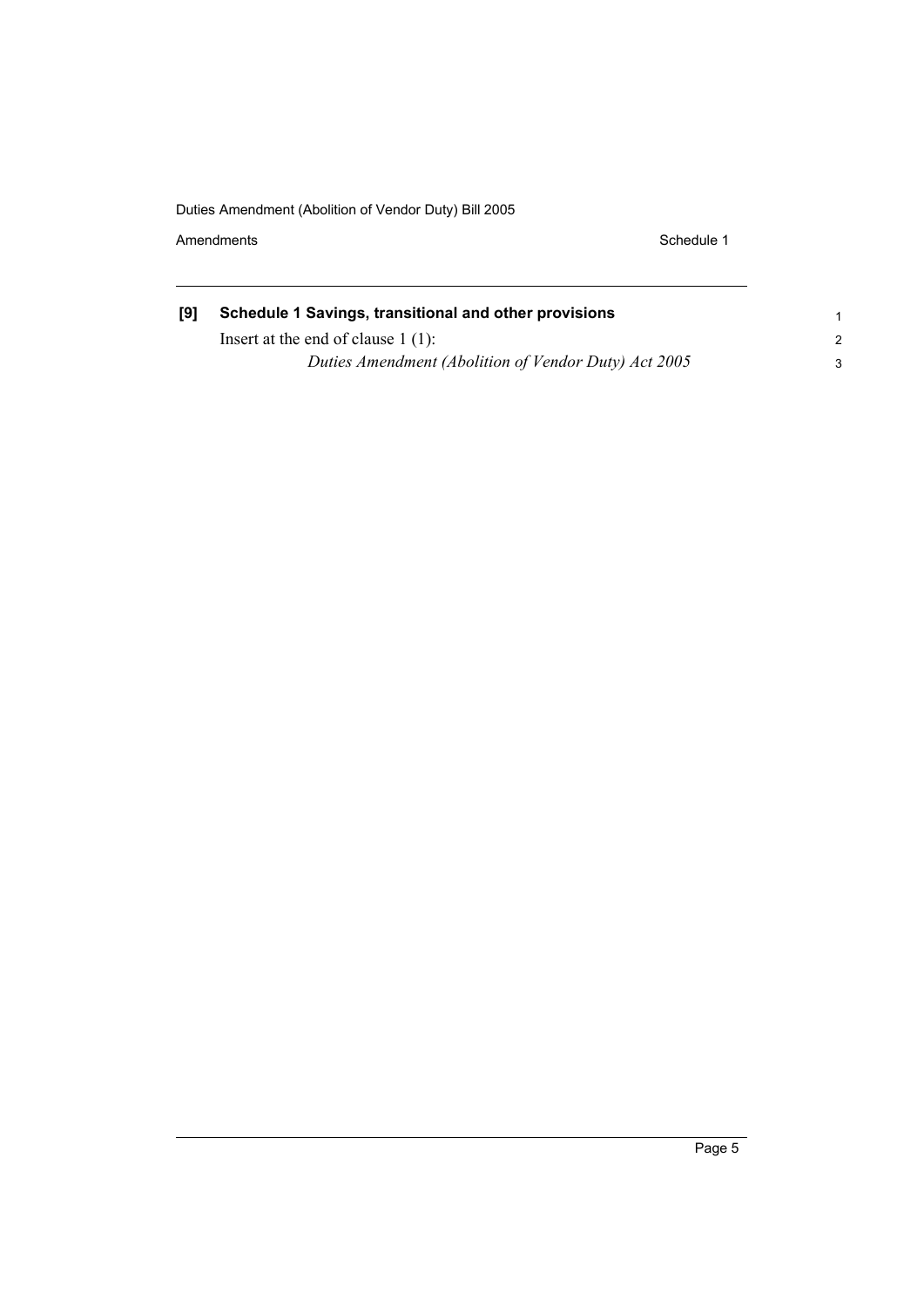**[9] Schedule 1 Savings, transitional and other provisions**

Insert at the end of clause 1 (1):

*Duties Amendment (Abolition of Vendor Duty) Act 2005*